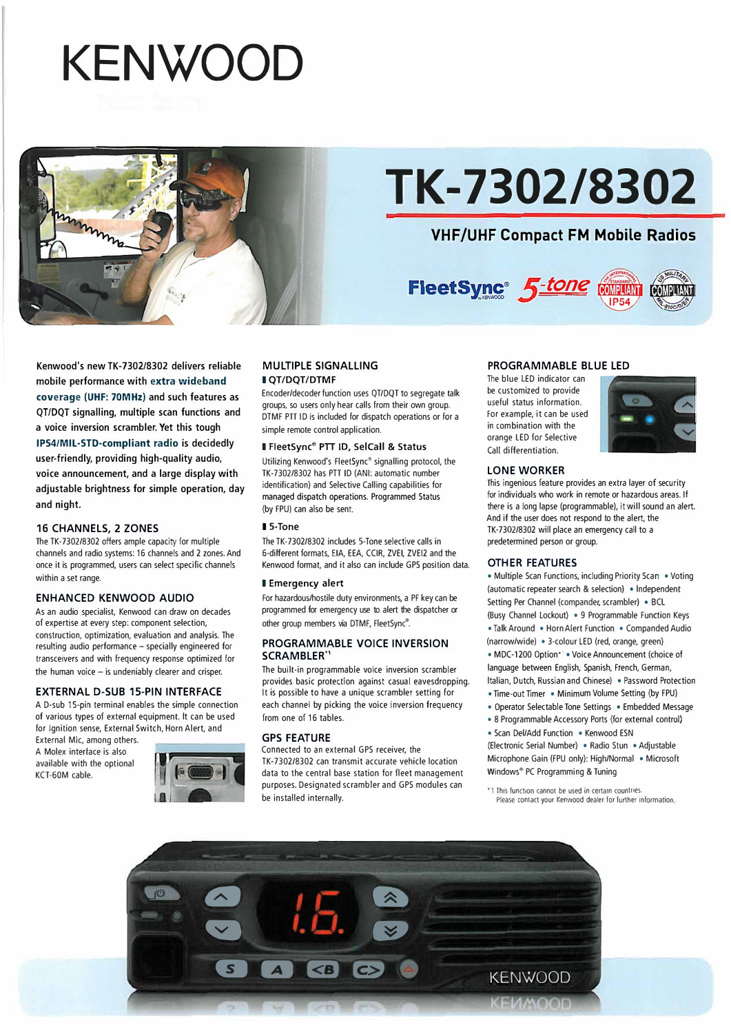# KENWOOD

# TK-7302/8302

## VHF/UHF Compact FM Mobile Radios

FleetSync® 5-tone IP54 COMPLIANT MIL-810C/D/E/F COMPLIANT

**Kenwood's new TK-7302/8302 delivers reliable mobile performance with extra wideband coverage (UHF: 70MHz) and such features as QT/DQT signalling, multiple scan functions and a voice inversion scrambler. Yet this tough IP54/MIL-STD-compliant radio is decidedly user-friendly, providing high-quality audio, voice announcement, and a large display with adjustable brightness for simple operation, day and night.**

### 16 CHANNELS, 2 ZONES

The TK-7302/8302 offers ample capacity for multiple channels and radio systems: 16 channels and 2 zones. And once it is programmed, users can select specific channels within a set range.

### ENHANCED KENWOOD AUDIO

As an audio specialist, Kenwood can draw on decades of expertise at every step: component selection, construction, optimization, evaluation and analysis. The resulting audio performance – specially engineered for transceivers and with frequency response optimized for the human voice – is undeniably clearer and crisper.

### EXTERNAL D-SUB 15-PIN INTERFACE

A D-sub 15-pin terminal enables the simple connection of various types of external equipment. It can be used for Ignition sense, External Switch, Horn Alert, and External Mic, among others. A Molex interface is also available with the optional KCT-60M cable.

### MULTIPLE SIGNALLING

#### QT/DQT/DTMF

Encoder/decoder function uses QT/DQT to segregate talk groups, so users only hear calls from their own group. DTMF PTT ID is included for dispatch operations or for a simple remote control application.

#### FleetSync® PTT ID, SelCall & Status

Utilizing Kenwood's FleetSync® signalling protocol, the TK-7302/8302 has PTT ID (ANI: automatic number identification) and Selective Calling capabilities for managed dispatch operations. Programmed Status (by FPU) can also be sent.

#### 5-Tone

The TK-7302/8302 includes 5-Tone selective calls in 6-different formats, EIA, EEA, CCIR, ZVEI, ZVEI2 and the Kenwood format, and it also can include GPS position data.

#### Emergency alert

For hazardous/hostile duty environments, a PF key can be programmed for emergency use to alert the dispatcher or other group members via DTMF, FleetSync®.

### PROGRAMMABLE VOICE INVERSION SCRAMBLER*1

The built-in programmable voice inversion scrambler provides basic protection against casual eavesdropping. It is possible to have a unique scrambler setting for each channel by picking the voice inversion frequency from one of 16 tables.

### GPS FEATURE

Connected to an external GPS receiver, the TK-7302/8302 can transmit accurate vehicle location data to the central base station for fleet management purposes. Designated scrambler and GPS modules can be installed internally.

### PROGRAMMABLE BLUE LED

The blue LED indicator can be customized to provide useful status information. For example, it can be used in combination with the orange LED for Selective Call differentiation.

### LONE WORKER

This ingenious feature provides an extra layer of security for individuals who work in remote or hazardous areas. If there is a long lapse (programmable), it will sound an alert. And if the user does not respond to the alert, the TK-7302/8302 will place an emergency call to a predetermined person or group.

### OTHER FEATURES

- Multiple Scan Functions, including Priority Scan
- Voting (automatic repeater search & selection)
- Independent Setting Per Channel (compander, scrambler)
- BCL (Busy Channel Lockout)
- 9 Programmable Function Keys
- Talk Around
- Horn Alert Function
- Companded Audio (narrow/wide)
- 3-colour LED (red, orange, green)
- MDC-1200 Option*1
- Voice Announcement (choice of language between English, Spanish, French, German, Italian, Dutch, Russian and Chinese)
- Password Protection
- Time-out Timer
- Minimum Volume Setting (by FPU)
- Operator Selectable Tone Settings
- Embedded Message
- 8 Programmable Accessory Ports (for external control)
- Scan Del/Add Function
- Kenwood ESN (Electronic Serial Number)
- Radio Stun
- Adjustable Microphone Gain (FPU only): High/Normal
- Microsoft Windows® PC Programming & Tuning

*1 This function cannot be used in certain countries. Please contact your Kenwood dealer for further information.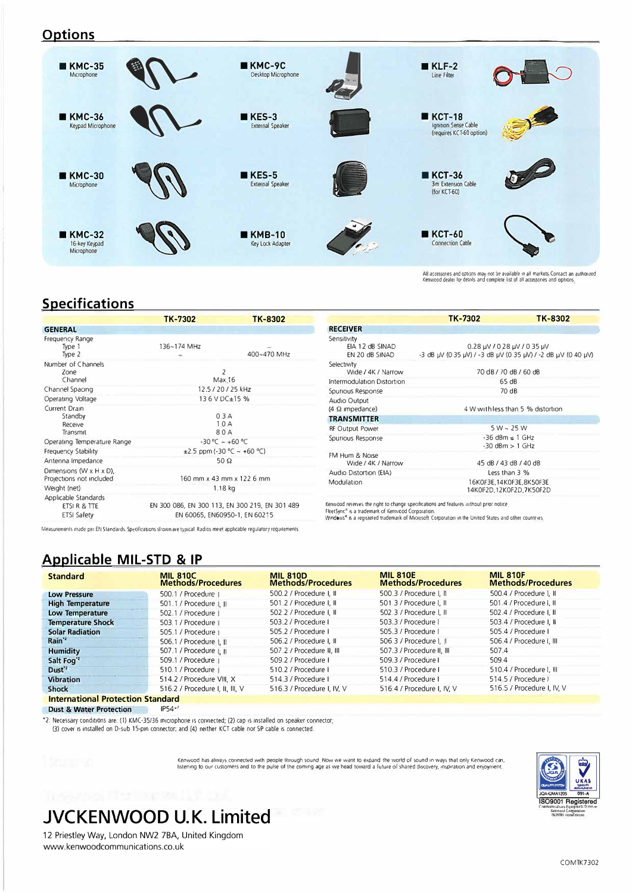## Options

- **KMC-35** Microphone
- **KMC-9C** Desktop Microphone
- **KLF-2** Line Filter
- **KMC-36** Keypad Microphone
- **KES-3** External Speaker
- **KCT-18** Ignition Sense Cable (requires KCT-60 option)
- **KMC-30** Microphone
- **KES-5** External Speaker
- **KCT-36** 3m Extension Cable (for KCT-60)
- **KMC-32** 16-key Keypad Microphone
- **KMB-10** Key Lock Adapter
- **KCT-60** Connection Cable

All accessories and options may not be available in all markets. Contact an authorized Kenwood dealer for details and complete list of all accessories and options.

## Specifications

| | TK-7302 | TK-8302 |
|---|---|---|
| **GENERAL** | | |
| Frequency Range | | |
| Type 1 | 136~174 MHz | – |
| Type 2 | – | 400~470 MHz |
| Number of Channels | | |
| Zone | 2 | |
| Channel | Max.16 | |
| Channel Spacing | 12.5 / 20 / 25 kHz | |
| Operating Voltage | 13.6 V DC±15 % | |
| Current Drain | | |
| Standby | 0.3 A | |
| Receive | 1.0 A | |
| Transmit | 8.0 A | |
| Operating Temperature Range | -30 °C ~ +60 °C | |
| Frequency Stability | ±2.5 ppm (-30 °C ~ +60 °C) | |
| Antenna Impedance | 50 Ω | |
| Dimensions (W x H x D), Projections not included | 160 mm x 43 mm x 122.6 mm | |
| Weight (net) | 1.18 kg | |
| Applicable Standards | | |
| ETSI R & TTE | EN 300 086, EN 300 113, EN 300 219, EN 301 489 | |
| ETSI Safety | EN 60065, EN60950-1, EN 60215 | |

Measurements made per EN Standards. Specifications shown are typical. Radios meet applicable regulatory requirements.

| | TK-7302 | TK-8302 |
|---|---|---|
| **RECEIVER** | | |
| Sensitivity | | |
| EIA 12 dB SINAD | 0.28 μV / 0.28 μV / 0.35 μV | |
| EN 20 dB SINAD | -3 dB μV (0.35 μV) / -3 dB μV (0.35 μV) / -2 dB μV (0.40 μV) | |
| Selectivity | | |
| Wide / 4K / Narrow | 70 dB / 70 dB / 60 dB | |
| Intermodulation Distortion | 65 dB | |
| Spurious Response | 70 dB | |
| Audio Output (4 Ω impedance) | 4 W with less than 5 % distortion | |
| **TRANSMITTER** | | |
| RF Output Power | 5 W ~ 25 W | |
| Spurious Response | -36 dBm ≤ 1 GHz<br>-30 dBm > 1 GHz | |
| FM Hum & Noise | | |
| Wide / 4K / Narrow | 45 dB / 43 dB / 40 dB | |
| Audio Distortion (EIA) | Less than 3 % | |
| Modulation | 16K0F3E,14K0F3E,8K50F3E<br>14K0F2D,12K0F2D,7K50F2D | |

Kenwood reserves the right to change specifications and features without prior notice.
FleetSync® is a trademark of Kenwood Corporation.
Windows® is a registered trademark of Microsoft Corporation in the United States and other countries.

## Applicable MIL-STD & IP

| Standard | MIL 810C Methods/Procedures | MIL 810D Methods/Procedures | MIL 810E Methods/Procedures | MIL 810F Methods/Procedures |
|---|---|---|---|---|
| Low Pressure | 500.1 / Procedure I | 500.2 / Procedure I, II | 500.3 / Procedure I, II | 500.4 / Procedure I, II |
| High Temperature | 501.1 / Procedure I, II | 501.2 / Procedure I, II | 501.3 / Procedure I, II | 501.4 / Procedure I, II |
| Low Temperature | 502.1 / Procedure I | 502.2 / Procedure I, II | 502.3 / Procedure I, II | 502.4 / Procedure I, II |
| Temperature Shock | 503.1 / Procedure I | 503.2 / Procedure I | 503.3 / Procedure I | 503.4 / Procedure I, II |
| Solar Radiation | 505.1 / Procedure I | 505.2 / Procedure I | 505.3 / Procedure I | 505.4 / Procedure I |
| Rain*2 | 506.1 / Procedure I, II | 506.2 / Procedure I, II | 506.3 / Procedure I, II | 506.4 / Procedure I, III |
| Humidity | 507.1 / Procedure I, II | 507.2 / Procedure II, III | 507.3 / Procedure II, III | 507.4 |
| Salt Fog*2 | 509.1 / Procedure I | 509.2 / Procedure I | 509.3 / Procedure I | 509.4 |
| Dust*2 | 510.1 / Procedure I | 510.2 / Procedure I | 510.3 / Procedure I | 510.4 / Procedure I, III |
| Vibration | 514.2 / Procedure VIII, X | 514.3 / Procedure I | 514.4 / Procedure I | 514.5 / Procedure I |
| Shock | 516.2 / Procedure I, II, III, V | 516.3 / Procedure I, IV, V | 516.4 / Procedure I, IV, V | 516.5 / Procedure I, IV, V |
| **International Protection Standard** | | | | |
| Dust & Water Protection | IP54*2 | | | |

*2. Necessary conditions are: (1) KMC-35/36 microphone is connected; (2) cap is installed on speaker connector; (3) cover is installed on D-sub 15-pin connector; and (4) neither KCT cable nor SP cable is connected.

Kenwood has always connected with people through sound. Now we want to expand the world of sound in ways that only Kenwood can, listening to our customers and to the pulse of the coming age as we head toward a future of shared discovery, inspiration and enjoyment.

JQA-QMA1205 091-A
ISO9001 Registered

# JVCKENWOOD U.K. Limited

12 Priestley Way, London NW2 7BA, United Kingdom
www.kenwoodcommunications.co.uk

COMTK7302